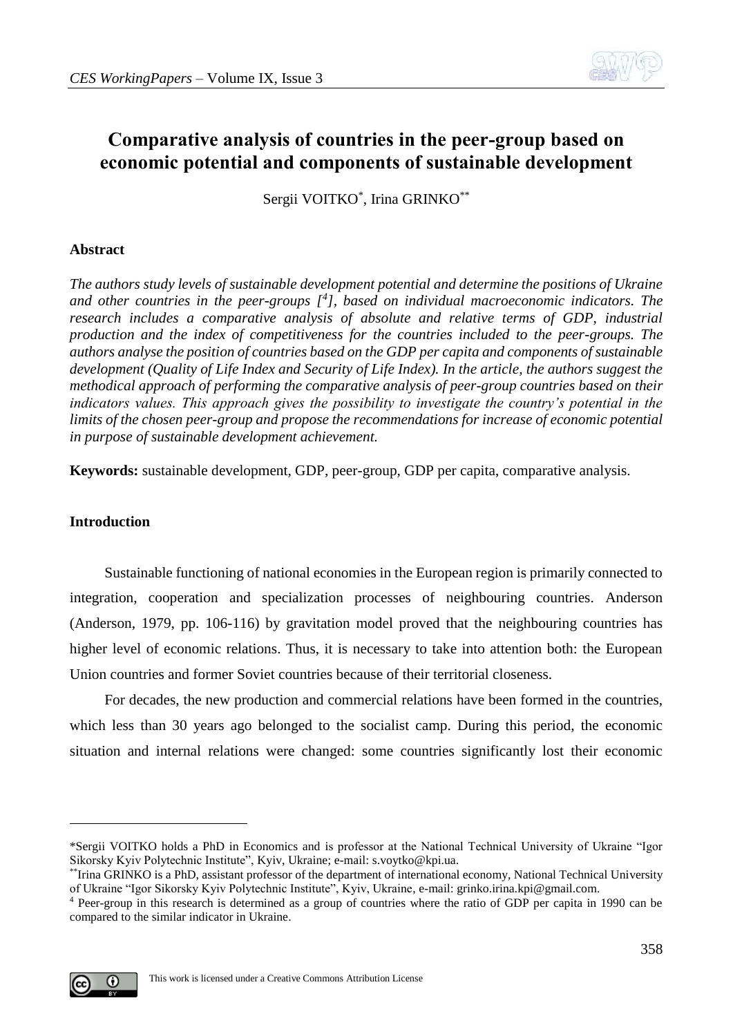# Comparative analysis of countries in the peer-group based on economic potential and components of sustainable development

Sergii VOITKO[*], Irina GRINKO[**]

## Abstract

*The authors study levels of sustainable development potential and determine the positions of Ukraine and other countries in the peer-groups [4], based on individual macroeconomic indicators. The research includes a comparative analysis of absolute and relative terms of GDP, industrial production and the index of competitiveness for the countries included to the peer-groups. The authors analyse the position of countries based on the GDP per capita and components of sustainable development (Quality of Life Index and Security of Life Index). In the article, the authors suggest the methodical approach of performing the comparative analysis of peer-group countries based on their indicators values. This approach gives the possibility to investigate the country's potential in the limits of the chosen peer-group and propose the recommendations for increase of economic potential in purpose of sustainable development achievement.*

**Keywords:** sustainable development, GDP, peer-group, GDP per capita, comparative analysis.

## Introduction

Sustainable functioning of national economies in the European region is primarily connected to integration, cooperation and specialization processes of neighbouring countries. Anderson (Anderson, 1979, pp. 106-116) by gravitation model proved that the neighbouring countries has higher level of economic relations. Thus, it is necessary to take into attention both: the European Union countries and former Soviet countries because of their territorial closeness.

For decades, the new production and commercial relations have been formed in the countries, which less than 30 years ago belonged to the socialist camp. During this period, the economic situation and internal relations were changed: some countries significantly lost their economic

---

[*] Sergii VOITKO holds a PhD in Economics and is professor at the National Technical University of Ukraine "Igor Sikorsky Kyiv Polytechnic Institute", Kyiv, Ukraine; e-mail: s.voytko@kpi.ua.

[**] Irina GRINKO is a PhD, assistant professor of the department of international economy, National Technical University of Ukraine "Igor Sikorsky Kyiv Polytechnic Institute", Kyiv, Ukraine, e-mail: grinko.irina.kpi@gmail.com.

[4] Peer-group in this research is determined as a group of countries where the ratio of GDP per capita in 1990 can be compared to the similar indicator in Ukraine.

This work is licensed under a Creative Commons Attribution License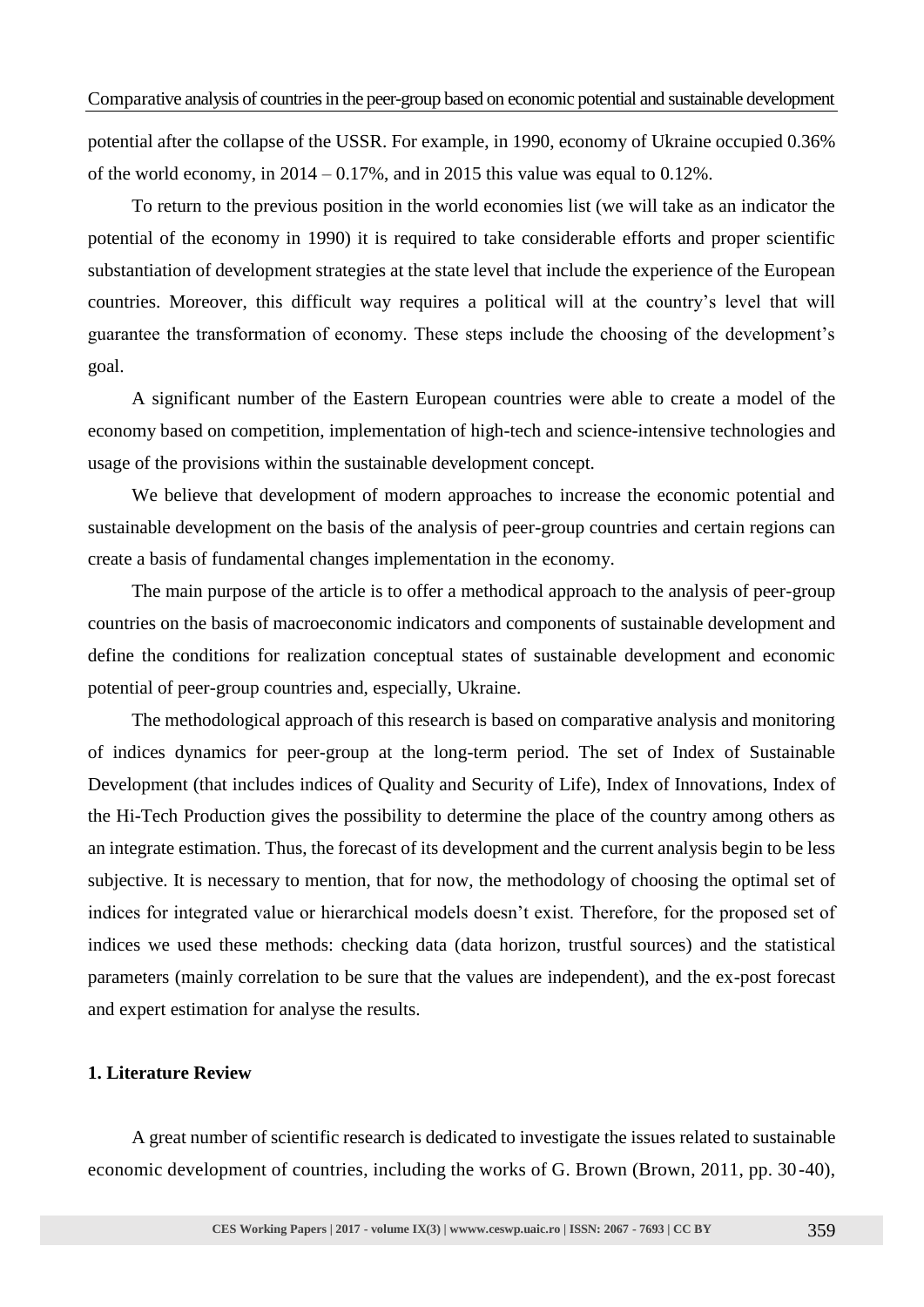potential after the collapse of the USSR. For example, in 1990, economy of Ukraine occupied 0.36% of the world economy, in 2014 – 0.17%, and in 2015 this value was equal to 0.12%.

To return to the previous position in the world economies list (we will take as an indicator the potential of the economy in 1990) it is required to take considerable efforts and proper scientific substantiation of development strategies at the state level that include the experience of the European countries. Moreover, this difficult way requires a political will at the country's level that will guarantee the transformation of economy. These steps include the choosing of the development's goal.

A significant number of the Eastern European countries were able to create a model of the economy based on competition, implementation of high-tech and science-intensive technologies and usage of the provisions within the sustainable development concept.

We believe that development of modern approaches to increase the economic potential and sustainable development on the basis of the analysis of peer-group countries and certain regions can create a basis of fundamental changes implementation in the economy.

The main purpose of the article is to offer a methodical approach to the analysis of peer-group countries on the basis of macroeconomic indicators and components of sustainable development and define the conditions for realization conceptual states of sustainable development and economic potential of peer-group countries and, especially, Ukraine.

The methodological approach of this research is based on comparative analysis and monitoring of indices dynamics for peer-group at the long-term period. The set of Index of Sustainable Development (that includes indices of Quality and Security of Life), Index of Innovations, Index of the Hi-Tech Production gives the possibility to determine the place of the country among others as an integrate estimation. Thus, the forecast of its development and the current analysis begin to be less subjective. It is necessary to mention, that for now, the methodology of choosing the optimal set of indices for integrated value or hierarchical models doesn't exist. Therefore, for the proposed set of indices we used these methods: checking data (data horizon, trustful sources) and the statistical parameters (mainly correlation to be sure that the values are independent), and the ex-post forecast and expert estimation for analyse the results.

## 1. Literature Review

A great number of scientific research is dedicated to investigate the issues related to sustainable economic development of countries, including the works of G. Brown (Brown, 2011, pp. 30-40),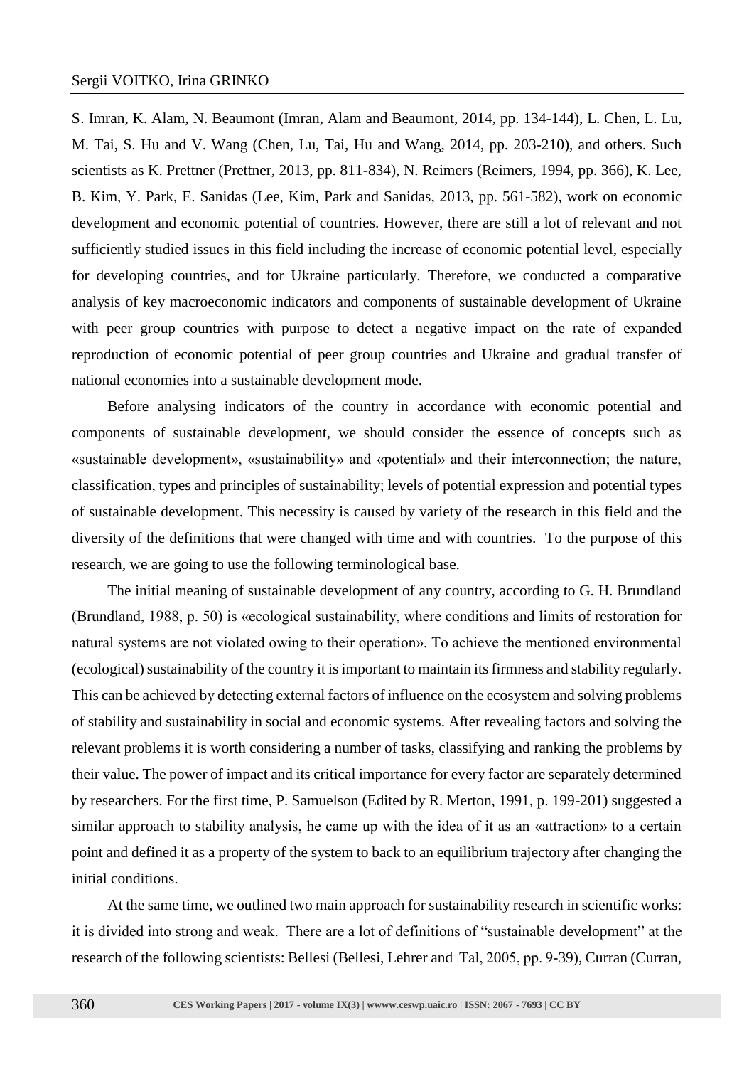S. Imran, K. Alam, N. Beaumont (Imran, Alam and Beaumont, 2014, pp. 134-144), L. Chen, L. Lu, M. Tai, S. Hu and V. Wang (Chen, Lu, Tai, Hu and Wang, 2014, pp. 203-210), and others. Such scientists as K. Prettner (Prettner, 2013, pp. 811-834), N. Reimers (Reimers, 1994, pp. 366), K. Lee, B. Kim, Y. Park, E. Sanidas (Lee, Kim, Park and Sanidas, 2013, pp. 561-582), work on economic development and economic potential of countries. However, there are still a lot of relevant and not sufficiently studied issues in this field including the increase of economic potential level, especially for developing countries, and for Ukraine particularly. Therefore, we conducted a comparative analysis of key macroeconomic indicators and components of sustainable development of Ukraine with peer group countries with purpose to detect a negative impact on the rate of expanded reproduction of economic potential of peer group countries and Ukraine and gradual transfer of national economies into a sustainable development mode.

Before analysing indicators of the country in accordance with economic potential and components of sustainable development, we should consider the essence of concepts such as «sustainable development», «sustainability» and «potential» and their interconnection; the nature, classification, types and principles of sustainability; levels of potential expression and potential types of sustainable development. This necessity is caused by variety of the research in this field and the diversity of the definitions that were changed with time and with countries. To the purpose of this research, we are going to use the following terminological base.

The initial meaning of sustainable development of any country, according to G. H. Brundland (Brundland, 1988, p. 50) is «ecological sustainability, where conditions and limits of restoration for natural systems are not violated owing to their operation». To achieve the mentioned environmental (ecological) sustainability of the country it is important to maintain its firmness and stability regularly. This can be achieved by detecting external factors of influence on the ecosystem and solving problems of stability and sustainability in social and economic systems. After revealing factors and solving the relevant problems it is worth considering a number of tasks, classifying and ranking the problems by their value. The power of impact and its critical importance for every factor are separately determined by researchers. For the first time, P. Samuelson (Edited by R. Merton, 1991, p. 199-201) suggested a similar approach to stability analysis, he came up with the idea of it as an «attraction» to a certain point and defined it as a property of the system to back to an equilibrium trajectory after changing the initial conditions.

At the same time, we outlined two main approach for sustainability research in scientific works: it is divided into strong and weak. There are a lot of definitions of "sustainable development" at the research of the following scientists: Bellesi (Bellesi, Lehrer and Tal, 2005, pp. 9-39), Curran (Curran,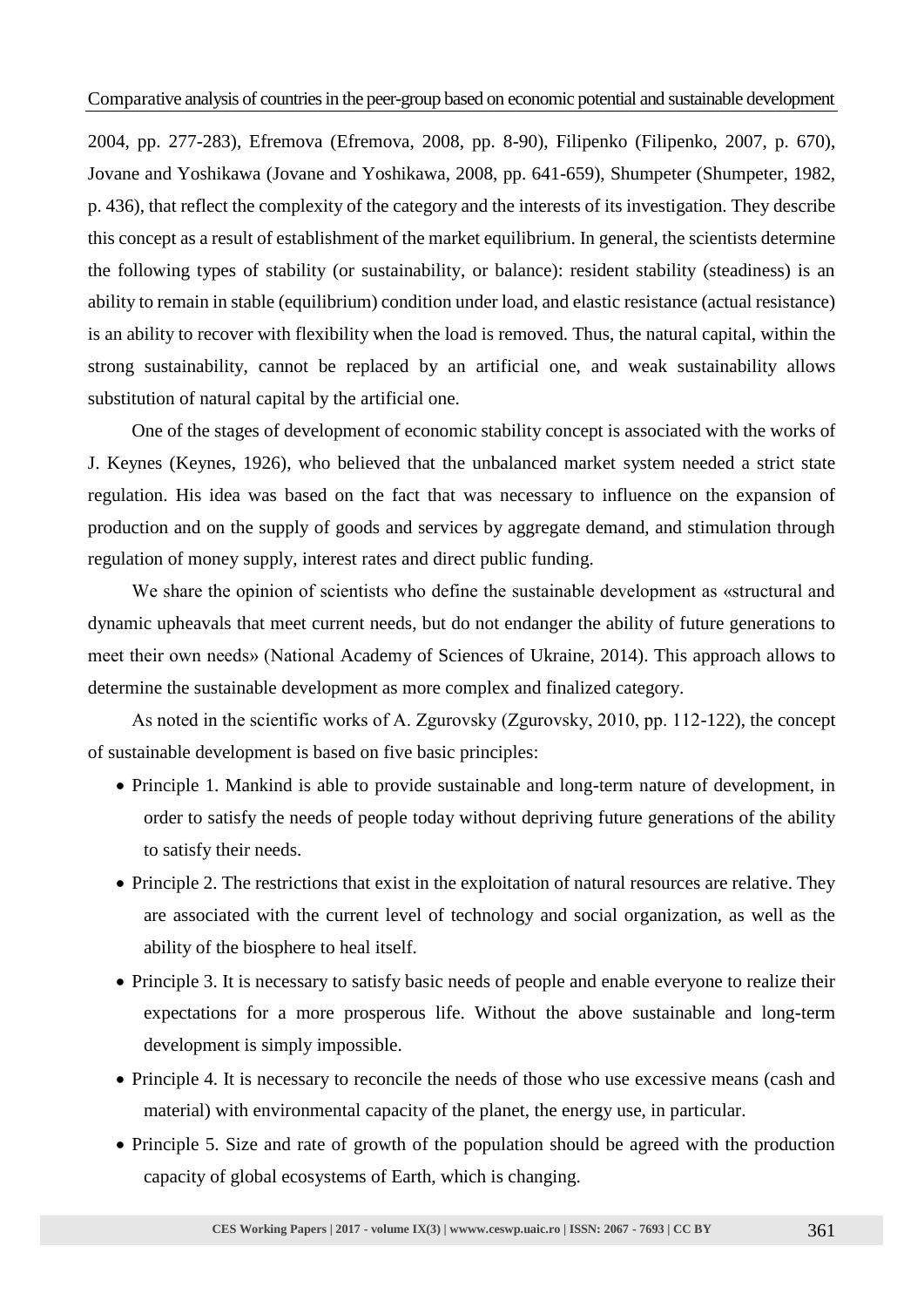2004, pp. 277-283), Efremova (Efremova, 2008, pp. 8-90), Filipenko (Filipenko, 2007, p. 670), Jovane and Yoshikawa (Jovane and Yoshikawa, 2008, pp. 641-659), Shumpeter (Shumpeter, 1982, p. 436), that reflect the complexity of the category and the interests of its investigation. They describe this concept as a result of establishment of the market equilibrium. In general, the scientists determine the following types of stability (or sustainability, or balance): resident stability (steadiness) is an ability to remain in stable (equilibrium) condition under load, and elastic resistance (actual resistance) is an ability to recover with flexibility when the load is removed. Thus, the natural capital, within the strong sustainability, cannot be replaced by an artificial one, and weak sustainability allows substitution of natural capital by the artificial one.

One of the stages of development of economic stability concept is associated with the works of J. Keynes (Keynes, 1926), who believed that the unbalanced market system needed a strict state regulation. His idea was based on the fact that was necessary to influence on the expansion of production and on the supply of goods and services by aggregate demand, and stimulation through regulation of money supply, interest rates and direct public funding.

We share the opinion of scientists who define the sustainable development as «structural and dynamic upheavals that meet current needs, but do not endanger the ability of future generations to meet their own needs» (National Academy of Sciences of Ukraine, 2014). This approach allows to determine the sustainable development as more complex and finalized category.

As noted in the scientific works of A. Zgurovsky (Zgurovsky, 2010, pp. 112-122), the concept of sustainable development is based on five basic principles:

- Principle 1. Mankind is able to provide sustainable and long-term nature of development, in order to satisfy the needs of people today without depriving future generations of the ability to satisfy their needs.
- Principle 2. The restrictions that exist in the exploitation of natural resources are relative. They are associated with the current level of technology and social organization, as well as the ability of the biosphere to heal itself.
- Principle 3. It is necessary to satisfy basic needs of people and enable everyone to realize their expectations for a more prosperous life. Without the above sustainable and long-term development is simply impossible.
- Principle 4. It is necessary to reconcile the needs of those who use excessive means (cash and material) with environmental capacity of the planet, the energy use, in particular.
- Principle 5. Size and rate of growth of the population should be agreed with the production capacity of global ecosystems of Earth, which is changing.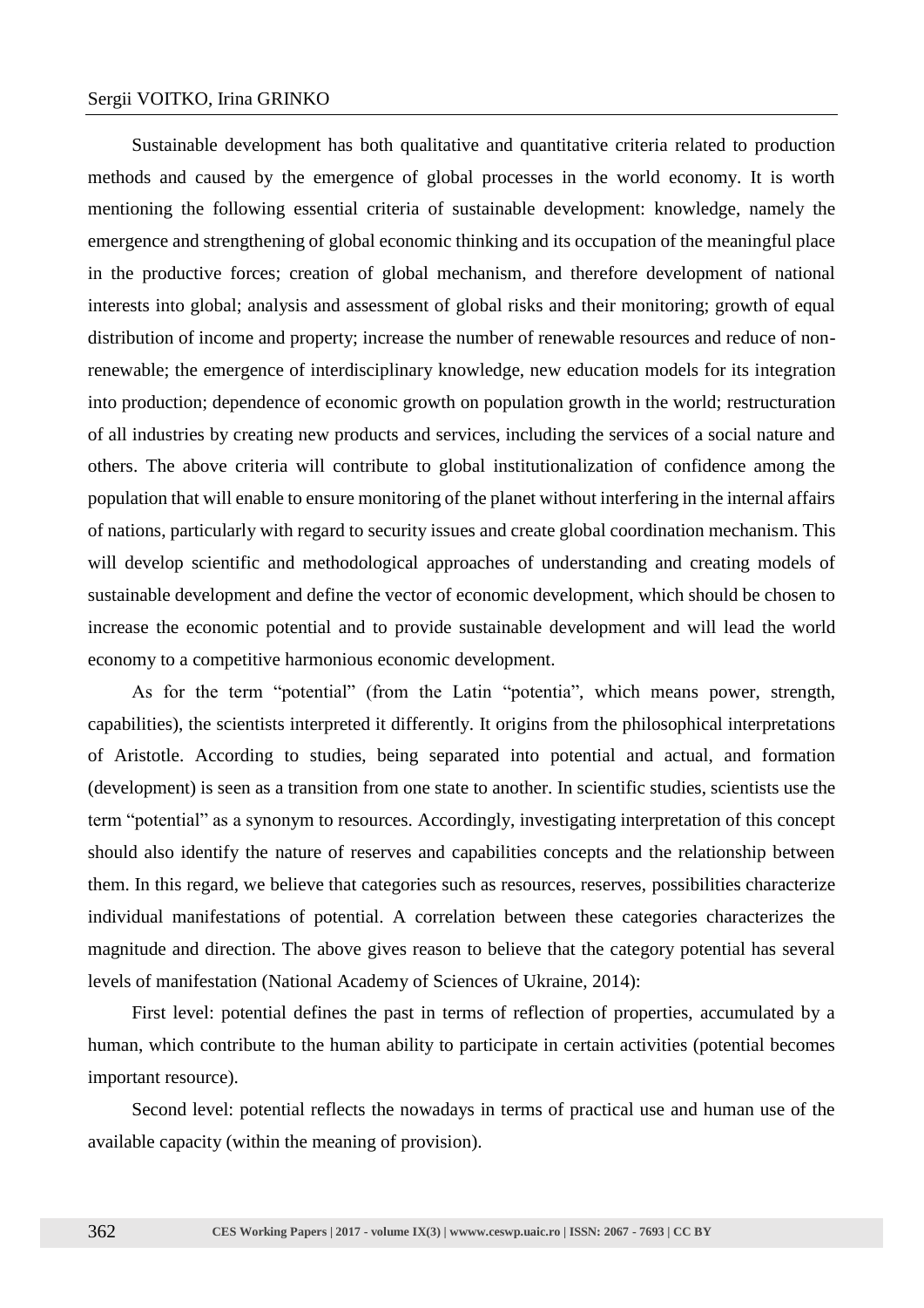Sustainable development has both qualitative and quantitative criteria related to production methods and caused by the emergence of global processes in the world economy. It is worth mentioning the following essential criteria of sustainable development: knowledge, namely the emergence and strengthening of global economic thinking and its occupation of the meaningful place in the productive forces; creation of global mechanism, and therefore development of national interests into global; analysis and assessment of global risks and their monitoring; growth of equal distribution of income and property; increase the number of renewable resources and reduce of non-renewable; the emergence of interdisciplinary knowledge, new education models for its integration into production; dependence of economic growth on population growth in the world; restructuration of all industries by creating new products and services, including the services of a social nature and others. The above criteria will contribute to global institutionalization of confidence among the population that will enable to ensure monitoring of the planet without interfering in the internal affairs of nations, particularly with regard to security issues and create global coordination mechanism. This will develop scientific and methodological approaches of understanding and creating models of sustainable development and define the vector of economic development, which should be chosen to increase the economic potential and to provide sustainable development and will lead the world economy to a competitive harmonious economic development.

As for the term "potential" (from the Latin "potentia", which means power, strength, capabilities), the scientists interpreted it differently. It origins from the philosophical interpretations of Aristotle. According to studies, being separated into potential and actual, and formation (development) is seen as a transition from one state to another. In scientific studies, scientists use the term "potential" as a synonym to resources. Accordingly, investigating interpretation of this concept should also identify the nature of reserves and capabilities concepts and the relationship between them. In this regard, we believe that categories such as resources, reserves, possibilities characterize individual manifestations of potential. A correlation between these categories characterizes the magnitude and direction. The above gives reason to believe that the category potential has several levels of manifestation (National Academy of Sciences of Ukraine, 2014):

First level: potential defines the past in terms of reflection of properties, accumulated by a human, which contribute to the human ability to participate in certain activities (potential becomes important resource).

Second level: potential reflects the nowadays in terms of practical use and human use of the available capacity (within the meaning of provision).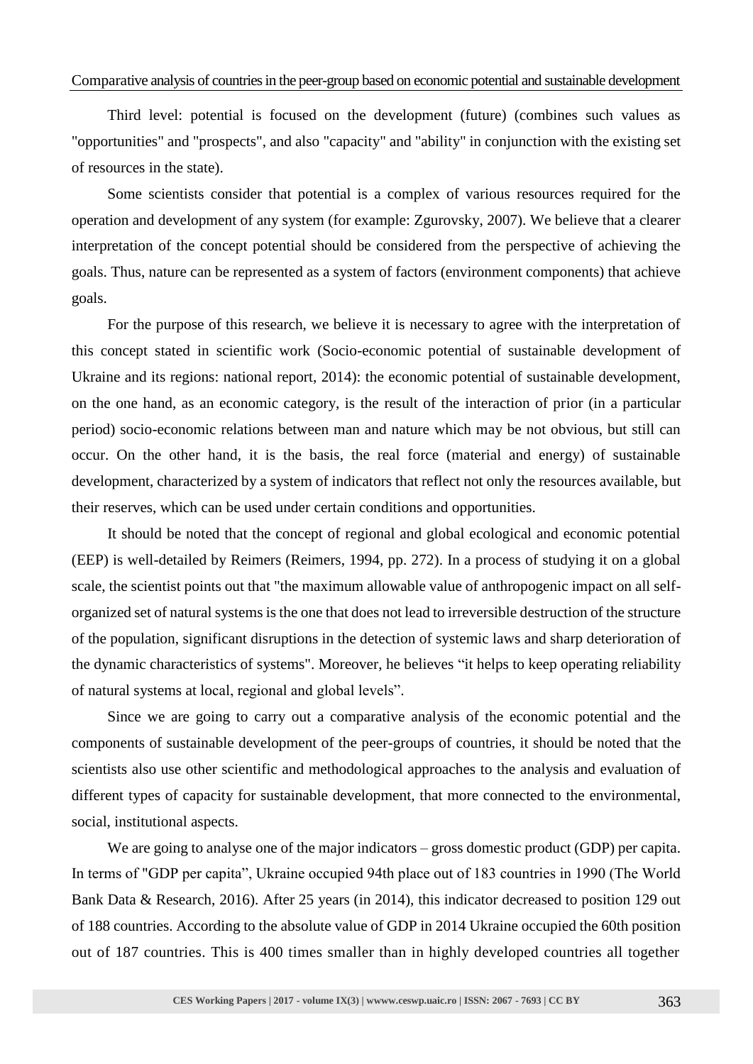Third level: potential is focused on the development (future) (combines such values as "opportunities" and "prospects", and also "capacity" and "ability" in conjunction with the existing set of resources in the state).

Some scientists consider that potential is a complex of various resources required for the operation and development of any system (for example: Zgurovsky, 2007). We believe that a clearer interpretation of the concept potential should be considered from the perspective of achieving the goals. Thus, nature can be represented as a system of factors (environment components) that achieve goals.

For the purpose of this research, we believe it is necessary to agree with the interpretation of this concept stated in scientific work (Socio-economic potential of sustainable development of Ukraine and its regions: national report, 2014): the economic potential of sustainable development, on the one hand, as an economic category, is the result of the interaction of prior (in a particular period) socio-economic relations between man and nature which may be not obvious, but still can occur. On the other hand, it is the basis, the real force (material and energy) of sustainable development, characterized by a system of indicators that reflect not only the resources available, but their reserves, which can be used under certain conditions and opportunities.

It should be noted that the concept of regional and global ecological and economic potential (EEP) is well-detailed by Reimers (Reimers, 1994, pp. 272). In a process of studying it on a global scale, the scientist points out that "the maximum allowable value of anthropogenic impact on all self-organized set of natural systems is the one that does not lead to irreversible destruction of the structure of the population, significant disruptions in the detection of systemic laws and sharp deterioration of the dynamic characteristics of systems". Moreover, he believes “it helps to keep operating reliability of natural systems at local, regional and global levels”.

Since we are going to carry out a comparative analysis of the economic potential and the components of sustainable development of the peer-groups of countries, it should be noted that the scientists also use other scientific and methodological approaches to the analysis and evaluation of different types of capacity for sustainable development, that more connected to the environmental, social, institutional aspects.

We are going to analyse one of the major indicators – gross domestic product (GDP) per capita. In terms of "GDP per capita”, Ukraine occupied 94th place out of 183 countries in 1990 (The World Bank Data & Research, 2016). After 25 years (in 2014), this indicator decreased to position 129 out of 188 countries. According to the absolute value of GDP in 2014 Ukraine occupied the 60th position out of 187 countries. This is 400 times smaller than in highly developed countries all together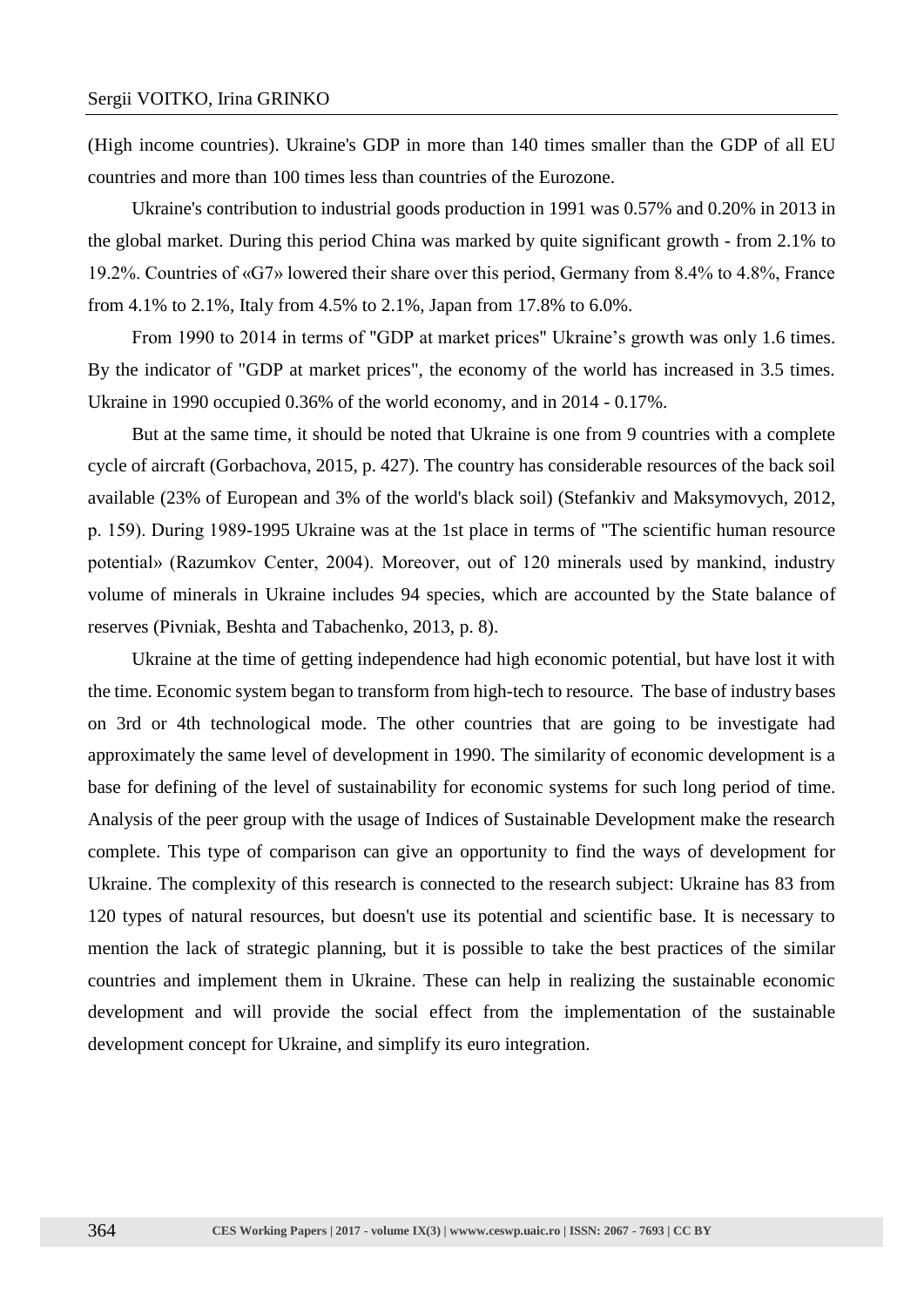(High income countries). Ukraine's GDP in more than 140 times smaller than the GDP of all EU countries and more than 100 times less than countries of the Eurozone.

Ukraine's contribution to industrial goods production in 1991 was 0.57% and 0.20% in 2013 in the global market. During this period China was marked by quite significant growth - from 2.1% to 19.2%. Countries of «G7» lowered their share over this period, Germany from 8.4% to 4.8%, France from 4.1% to 2.1%, Italy from 4.5% to 2.1%, Japan from 17.8% to 6.0%.

From 1990 to 2014 in terms of "GDP at market prices" Ukraine's growth was only 1.6 times. By the indicator of "GDP at market prices", the economy of the world has increased in 3.5 times. Ukraine in 1990 occupied 0.36% of the world economy, and in 2014 - 0.17%.

But at the same time, it should be noted that Ukraine is one from 9 countries with a complete cycle of aircraft (Gorbachova, 2015, p. 427). The country has considerable resources of the back soil available (23% of European and 3% of the world's black soil) (Stefankiv and Maksymovych, 2012, p. 159). During 1989-1995 Ukraine was at the 1st place in terms of "The scientific human resource potential» (Razumkov Center, 2004). Moreover, out of 120 minerals used by mankind, industry volume of minerals in Ukraine includes 94 species, which are accounted by the State balance of reserves (Pivniak, Beshta and Tabachenko, 2013, p. 8).

Ukraine at the time of getting independence had high economic potential, but have lost it with the time. Economic system began to transform from high-tech to resource. The base of industry bases on 3rd or 4th technological mode. The other countries that are going to be investigate had approximately the same level of development in 1990. The similarity of economic development is a base for defining of the level of sustainability for economic systems for such long period of time. Analysis of the peer group with the usage of Indices of Sustainable Development make the research complete. This type of comparison can give an opportunity to find the ways of development for Ukraine. The complexity of this research is connected to the research subject: Ukraine has 83 from 120 types of natural resources, but doesn't use its potential and scientific base. It is necessary to mention the lack of strategic planning, but it is possible to take the best practices of the similar countries and implement them in Ukraine. These can help in realizing the sustainable economic development and will provide the social effect from the implementation of the sustainable development concept for Ukraine, and simplify its euro integration.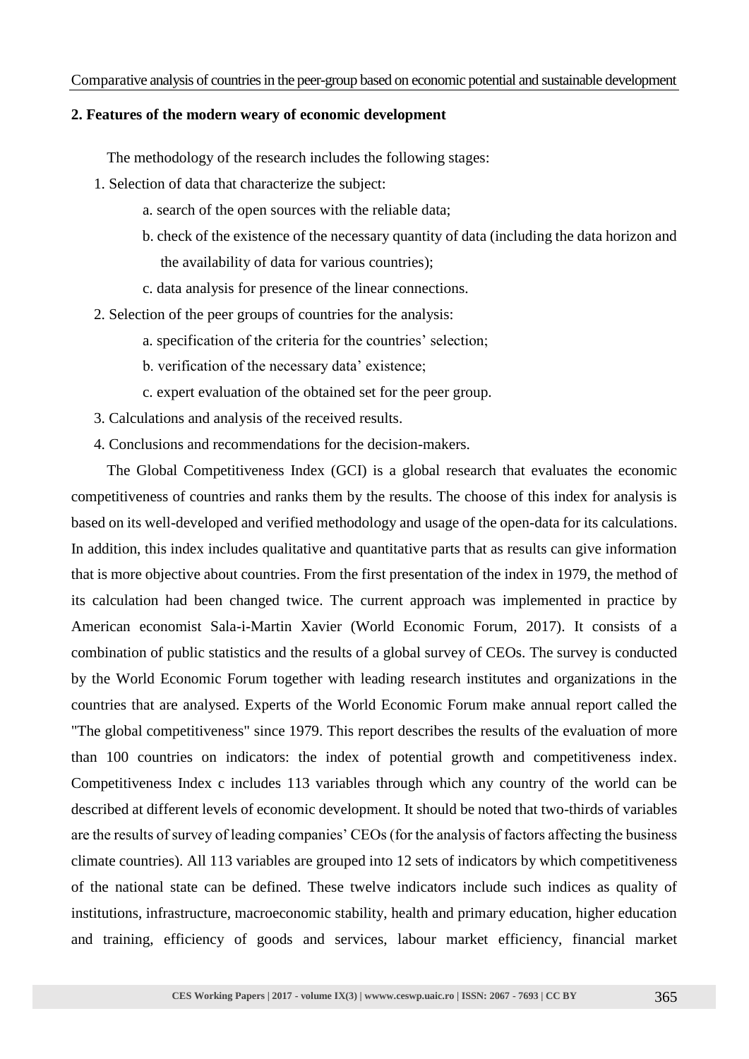## 2. Features of the modern weary of economic development

The methodology of the research includes the following stages:

1. Selection of data that characterize the subject:
    a. search of the open sources with the reliable data;
    b. check of the existence of the necessary quantity of data (including the data horizon and the availability of data for various countries);
    c. data analysis for presence of the linear connections.
2. Selection of the peer groups of countries for the analysis:
    a. specification of the criteria for the countries' selection;
    b. verification of the necessary data' existence;
    c. expert evaluation of the obtained set for the peer group.
3. Calculations and analysis of the received results.
4. Conclusions and recommendations for the decision-makers.

The Global Competitiveness Index (GCI) is a global research that evaluates the economic competitiveness of countries and ranks them by the results. The choose of this index for analysis is based on its well-developed and verified methodology and usage of the open-data for its calculations. In addition, this index includes qualitative and quantitative parts that as results can give information that is more objective about countries. From the first presentation of the index in 1979, the method of its calculation had been changed twice. The current approach was implemented in practice by American economist Sala-i-Martin Xavier (World Economic Forum, 2017). It consists of a combination of public statistics and the results of a global survey of CEOs. The survey is conducted by the World Economic Forum together with leading research institutes and organizations in the countries that are analysed. Experts of the World Economic Forum make annual report called the "The global competitiveness" since 1979. This report describes the results of the evaluation of more than 100 countries on indicators: the index of potential growth and competitiveness index. Competitiveness Index c includes 113 variables through which any country of the world can be described at different levels of economic development. It should be noted that two-thirds of variables are the results of survey of leading companies' CEOs (for the analysis of factors affecting the business climate countries). All 113 variables are grouped into 12 sets of indicators by which competitiveness of the national state can be defined. These twelve indicators include such indices as quality of institutions, infrastructure, macroeconomic stability, health and primary education, higher education and training, efficiency of goods and services, labour market efficiency, financial market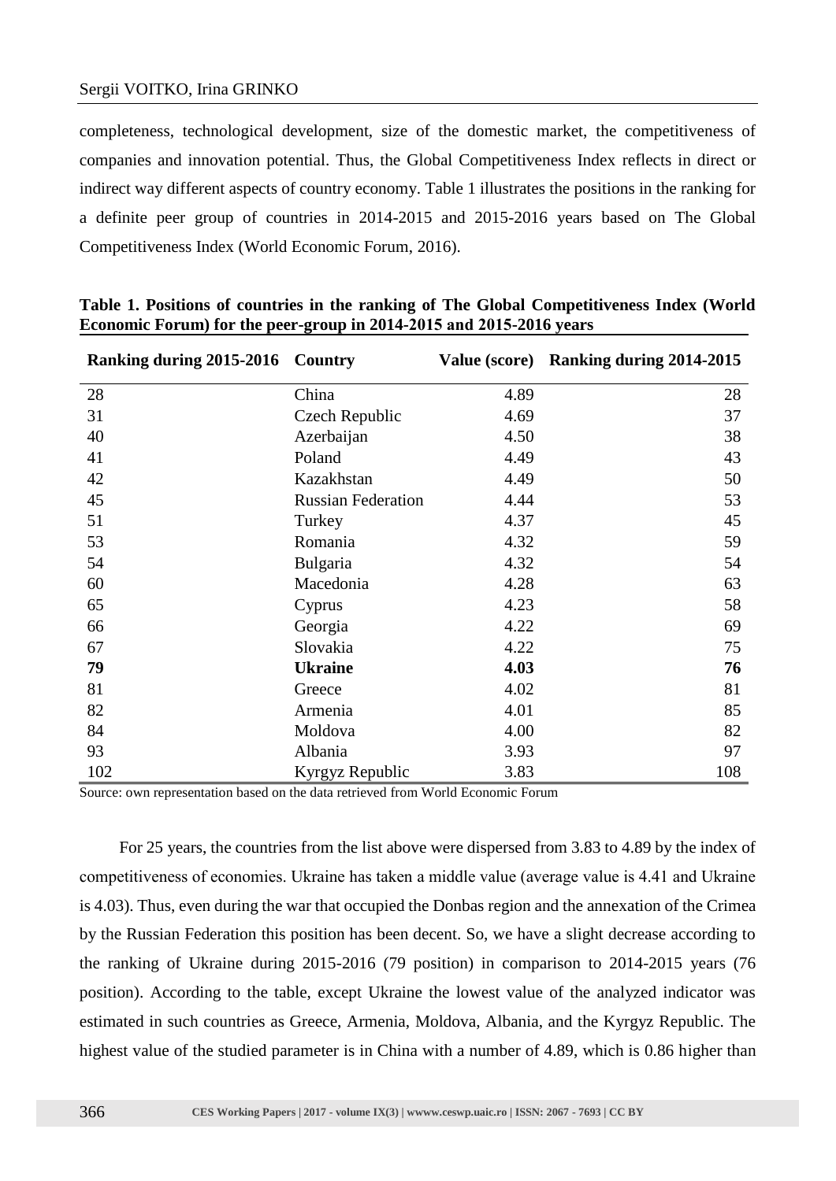completeness, technological development, size of the domestic market, the competitiveness of companies and innovation potential. Thus, the Global Competitiveness Index reflects in direct or indirect way different aspects of country economy. Table 1 illustrates the positions in the ranking for a definite peer group of countries in 2014-2015 and 2015-2016 years based on The Global Competitiveness Index (World Economic Forum, 2016).

**Table 1. Positions of countries in the ranking of The Global Competitiveness Index (World Economic Forum) for the peer-group in 2014-2015 and 2015-2016 years**

| Ranking during 2015-2016 | Country | Value (score) | Ranking during 2014-2015 |
|---|---|---|---|
| 28 | China | 4.89 | 28 |
| 31 | Czech Republic | 4.69 | 37 |
| 40 | Azerbaijan | 4.50 | 38 |
| 41 | Poland | 4.49 | 43 |
| 42 | Kazakhstan | 4.49 | 50 |
| 45 | Russian Federation | 4.44 | 53 |
| 51 | Turkey | 4.37 | 45 |
| 53 | Romania | 4.32 | 59 |
| 54 | Bulgaria | 4.32 | 54 |
| 60 | Macedonia | 4.28 | 63 |
| 65 | Cyprus | 4.23 | 58 |
| 66 | Georgia | 4.22 | 69 |
| 67 | Slovakia | 4.22 | 75 |
| **79** | **Ukraine** | **4.03** | **76** |
| 81 | Greece | 4.02 | 81 |
| 82 | Armenia | 4.01 | 85 |
| 84 | Moldova | 4.00 | 82 |
| 93 | Albania | 3.93 | 97 |
| 102 | Kyrgyz Republic | 3.83 | 108 |

Source: own representation based on the data retrieved from World Economic Forum

For 25 years, the countries from the list above were dispersed from 3.83 to 4.89 by the index of competitiveness of economies. Ukraine has taken a middle value (average value is 4.41 and Ukraine is 4.03). Thus, even during the war that occupied the Donbas region and the annexation of the Crimea by the Russian Federation this position has been decent. So, we have a slight decrease according to the ranking of Ukraine during 2015-2016 (79 position) in comparison to 2014-2015 years (76 position). According to the table, except Ukraine the lowest value of the analyzed indicator was estimated in such countries as Greece, Armenia, Moldova, Albania, and the Kyrgyz Republic. The highest value of the studied parameter is in China with a number of 4.89, which is 0.86 higher than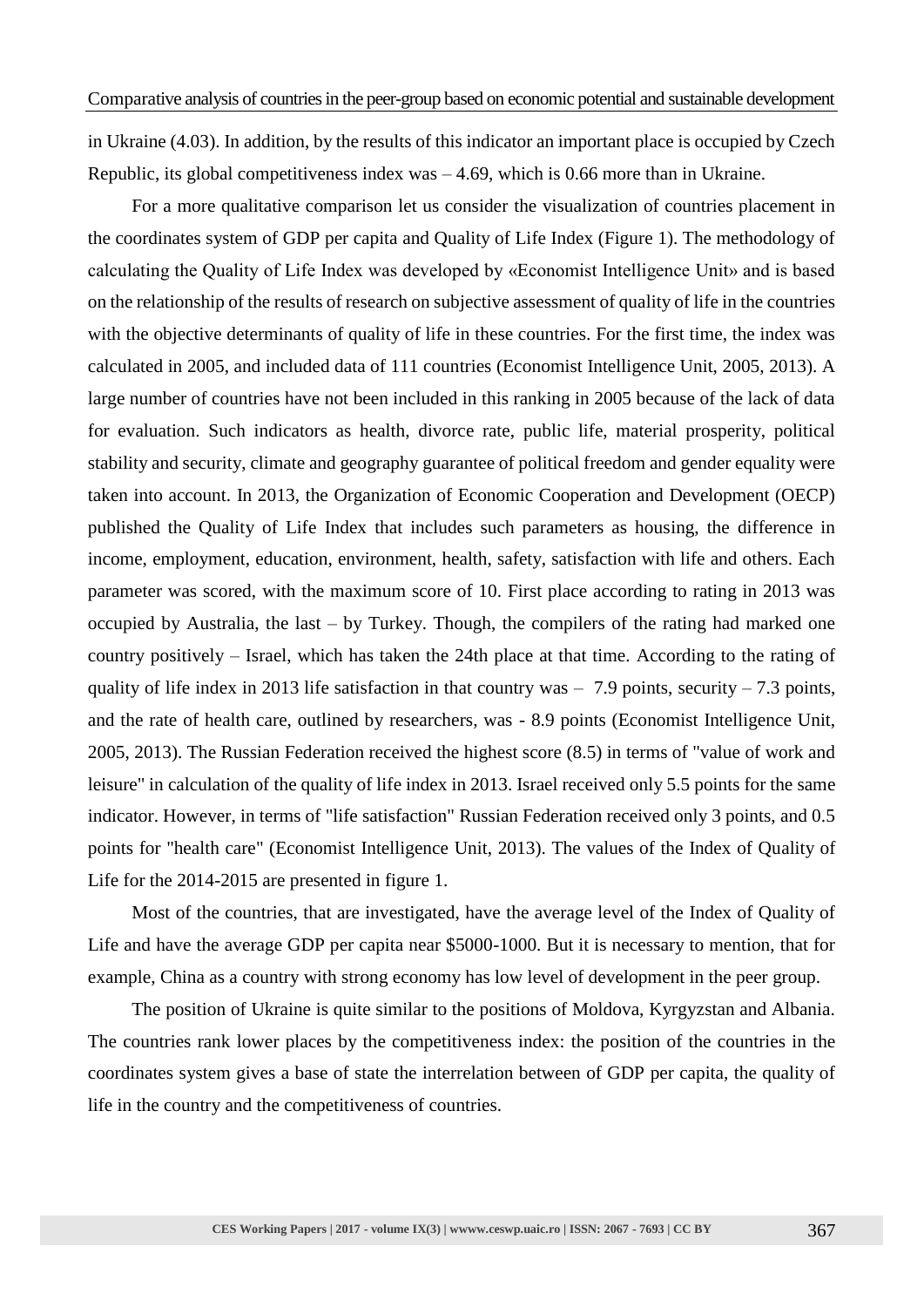in Ukraine (4.03). In addition, by the results of this indicator an important place is occupied by Czech Republic, its global competitiveness index was – 4.69, which is 0.66 more than in Ukraine.

For a more qualitative comparison let us consider the visualization of countries placement in the coordinates system of GDP per capita and Quality of Life Index (Figure 1). The methodology of calculating the Quality of Life Index was developed by «Economist Intelligence Unit» and is based on the relationship of the results of research on subjective assessment of quality of life in the countries with the objective determinants of quality of life in these countries. For the first time, the index was calculated in 2005, and included data of 111 countries (Economist Intelligence Unit, 2005, 2013). A large number of countries have not been included in this ranking in 2005 because of the lack of data for evaluation. Such indicators as health, divorce rate, public life, material prosperity, political stability and security, climate and geography guarantee of political freedom and gender equality were taken into account. In 2013, the Organization of Economic Cooperation and Development (OECP) published the Quality of Life Index that includes such parameters as housing, the difference in income, employment, education, environment, health, safety, satisfaction with life and others. Each parameter was scored, with the maximum score of 10. First place according to rating in 2013 was occupied by Australia, the last – by Turkey. Though, the compilers of the rating had marked one country positively – Israel, which has taken the 24th place at that time. According to the rating of quality of life index in 2013 life satisfaction in that country was – 7.9 points, security – 7.3 points, and the rate of health care, outlined by researchers, was - 8.9 points (Economist Intelligence Unit, 2005, 2013). The Russian Federation received the highest score (8.5) in terms of "value of work and leisure" in calculation of the quality of life index in 2013. Israel received only 5.5 points for the same indicator. However, in terms of "life satisfaction" Russian Federation received only 3 points, and 0.5 points for "health care" (Economist Intelligence Unit, 2013). The values of the Index of Quality of Life for the 2014-2015 are presented in figure 1.

Most of the countries, that are investigated, have the average level of the Index of Quality of Life and have the average GDP per capita near \$5000-1000. But it is necessary to mention, that for example, China as a country with strong economy has low level of development in the peer group.

The position of Ukraine is quite similar to the positions of Moldova, Kyrgyzstan and Albania. The countries rank lower places by the competitiveness index: the position of the countries in the coordinates system gives a base of state the interrelation between of GDP per capita, the quality of life in the country and the competitiveness of countries.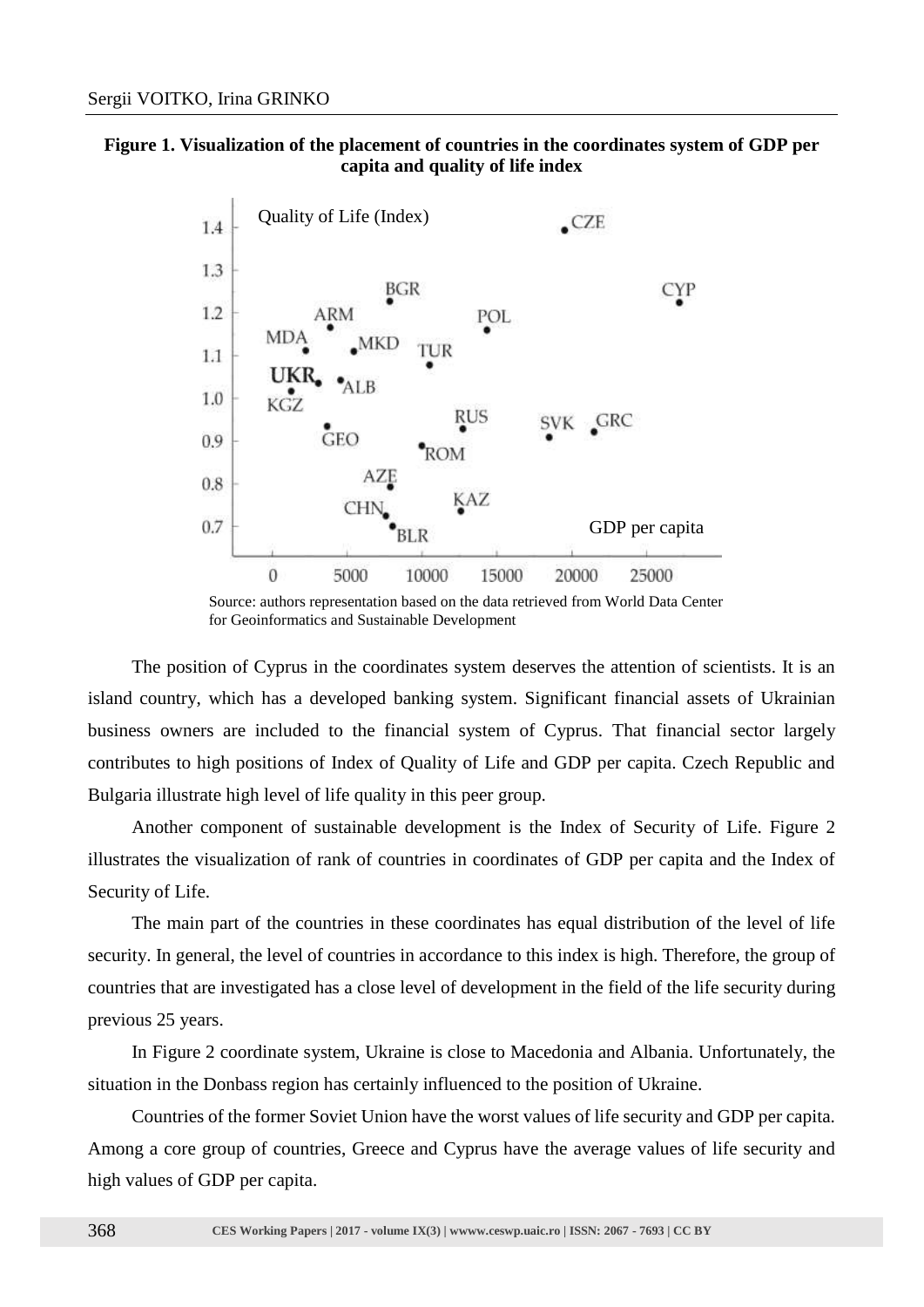**Figure 1. Visualization of the placement of countries in the coordinates system of GDP per capita and quality of life index**

Source: authors representation based on the data retrieved from World Data Center for Geoinformatics and Sustainable Development

The position of Cyprus in the coordinates system deserves the attention of scientists. It is an island country, which has a developed banking system. Significant financial assets of Ukrainian business owners are included to the financial system of Cyprus. That financial sector largely contributes to high positions of Index of Quality of Life and GDP per capita. Czech Republic and Bulgaria illustrate high level of life quality in this peer group.

Another component of sustainable development is the Index of Security of Life. Figure 2 illustrates the visualization of rank of countries in coordinates of GDP per capita and the Index of Security of Life.

The main part of the countries in these coordinates has equal distribution of the level of life security. In general, the level of countries in accordance to this index is high. Therefore, the group of countries that are investigated has a close level of development in the field of the life security during previous 25 years.

In Figure 2 coordinate system, Ukraine is close to Macedonia and Albania. Unfortunately, the situation in the Donbass region has certainly influenced to the position of Ukraine.

Countries of the former Soviet Union have the worst values of life security and GDP per capita. Among a core group of countries, Greece and Cyprus have the average values of life security and high values of GDP per capita.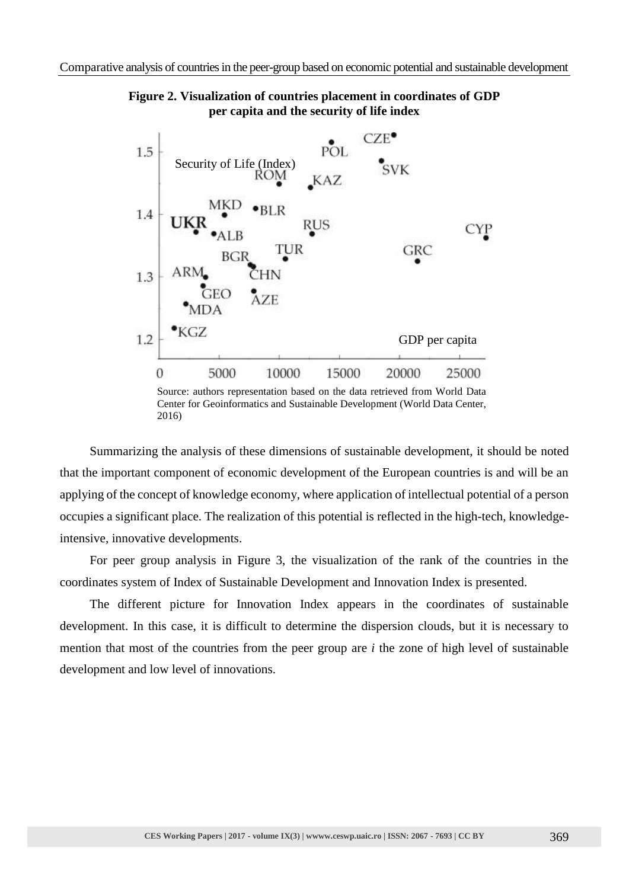**Figure 2. Visualization of countries placement in coordinates of GDP per capita and the security of life index**

Source: authors representation based on the data retrieved from World Data Center for Geoinformatics and Sustainable Development (World Data Center, 2016)

Summarizing the analysis of these dimensions of sustainable development, it should be noted that the important component of economic development of the European countries is and will be an applying of the concept of knowledge economy, where application of intellectual potential of a person occupies a significant place. The realization of this potential is reflected in the high-tech, knowledge-intensive, innovative developments.

For peer group analysis in Figure 3, the visualization of the rank of the countries in the coordinates system of Index of Sustainable Development and Innovation Index is presented.

The different picture for Innovation Index appears in the coordinates of sustainable development. In this case, it is difficult to determine the dispersion clouds, but it is necessary to mention that most of the countries from the peer group are *i* the zone of high level of sustainable development and low level of innovations.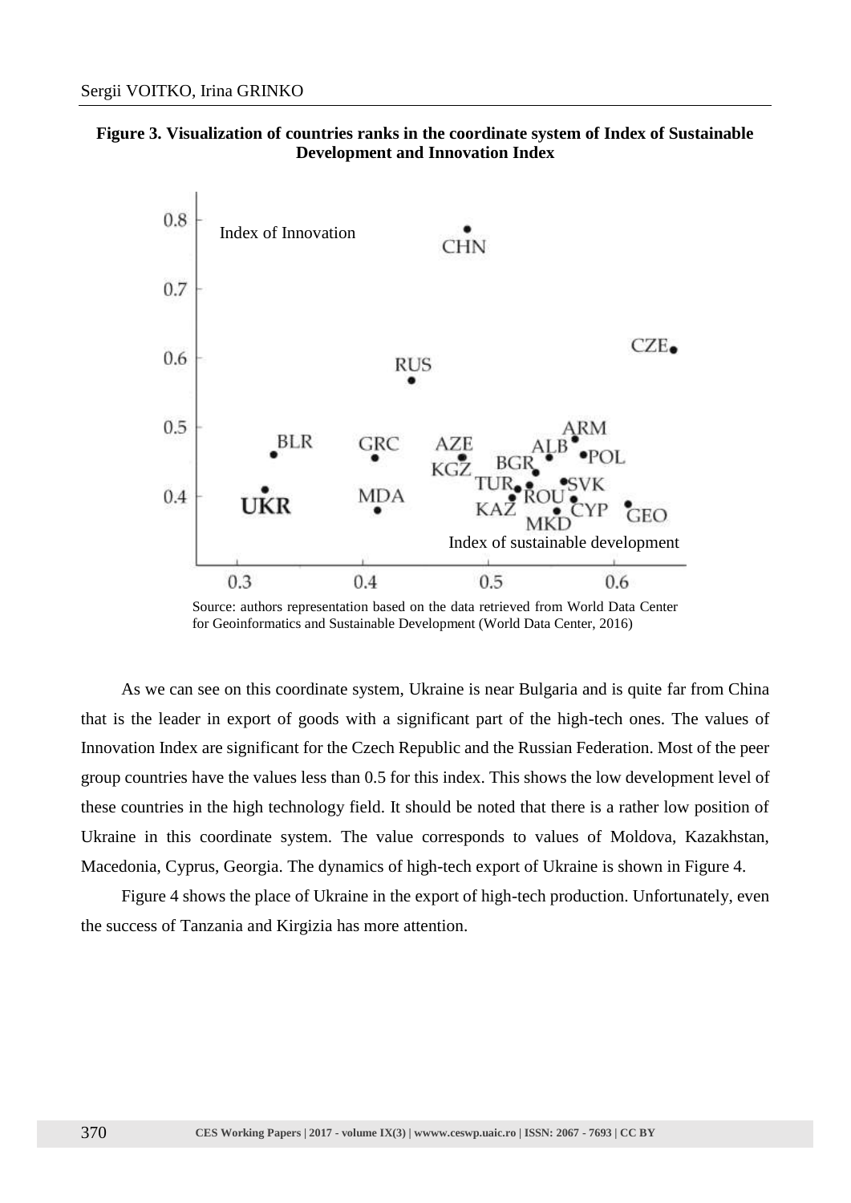**Figure 3. Visualization of countries ranks in the coordinate system of Index of Sustainable Development and Innovation Index**

Source: authors representation based on the data retrieved from World Data Center for Geoinformatics and Sustainable Development (World Data Center, 2016)

As we can see on this coordinate system, Ukraine is near Bulgaria and is quite far from China that is the leader in export of goods with a significant part of the high-tech ones. The values of Innovation Index are significant for the Czech Republic and the Russian Federation. Most of the peer group countries have the values less than 0.5 for this index. This shows the low development level of these countries in the high technology field. It should be noted that there is a rather low position of Ukraine in this coordinate system. The value corresponds to values of Moldova, Kazakhstan, Macedonia, Cyprus, Georgia. The dynamics of high-tech export of Ukraine is shown in Figure 4.

Figure 4 shows the place of Ukraine in the export of high-tech production. Unfortunately, even the success of Tanzania and Kirgizia has more attention.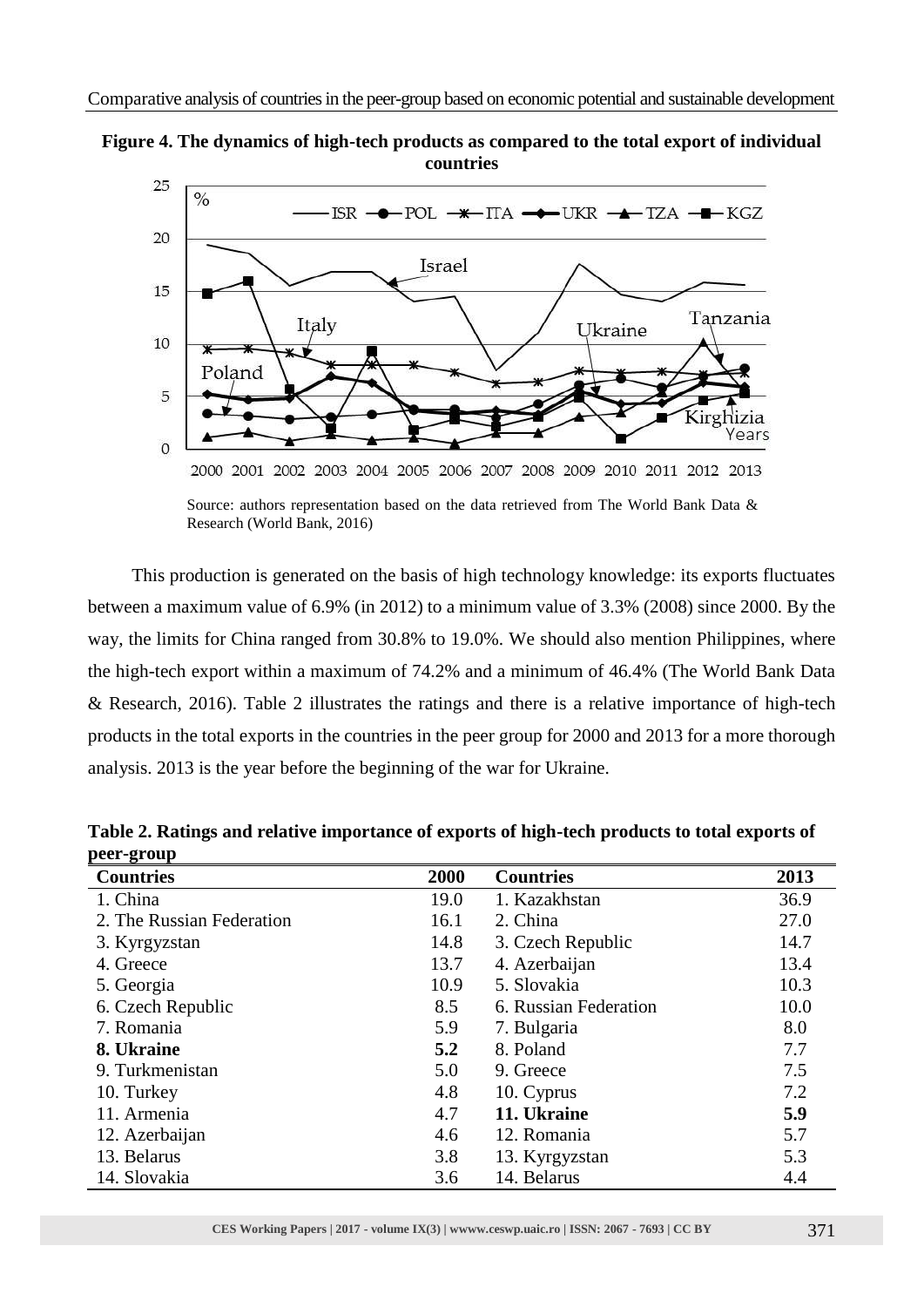**Figure 4. The dynamics of high-tech products as compared to the total export of individual countries**

Source: authors representation based on the data retrieved from The World Bank Data & Research (World Bank, 2016)

This production is generated on the basis of high technology knowledge: its exports fluctuates between a maximum value of 6.9% (in 2012) to a minimum value of 3.3% (2008) since 2000. By the way, the limits for China ranged from 30.8% to 19.0%. We should also mention Philippines, where the high-tech export within a maximum of 74.2% and a minimum of 46.4% (The World Bank Data & Research, 2016). Table 2 illustrates the ratings and there is a relative importance of high-tech products in the total exports in the countries in the peer group for 2000 and 2013 for a more thorough analysis. 2013 is the year before the beginning of the war for Ukraine.

**Table 2. Ratings and relative importance of exports of high-tech products to total exports of peer-group**

| Countries | 2000 | Countries | 2013 |
|---|---|---|---|
| 1. China | 19.0 | 1. Kazakhstan | 36.9 |
| 2. The Russian Federation | 16.1 | 2. China | 27.0 |
| 3. Kyrgyzstan | 14.8 | 3. Czech Republic | 14.7 |
| 4. Greece | 13.7 | 4. Azerbaijan | 13.4 |
| 5. Georgia | 10.9 | 5. Slovakia | 10.3 |
| 6. Czech Republic | 8.5 | 6. Russian Federation | 10.0 |
| 7. Romania | 5.9 | 7. Bulgaria | 8.0 |
| **8. Ukraine** | **5.2** | 8. Poland | 7.7 |
| 9. Turkmenistan | 5.0 | 9. Greece | 7.5 |
| 10. Turkey | 4.8 | 10. Cyprus | 7.2 |
| 11. Armenia | 4.7 | **11. Ukraine** | **5.9** |
| 12. Azerbaijan | 4.6 | 12. Romania | 5.7 |
| 13. Belarus | 3.8 | 13. Kyrgyzstan | 5.3 |
| 14. Slovakia | 3.6 | 14. Belarus | 4.4 |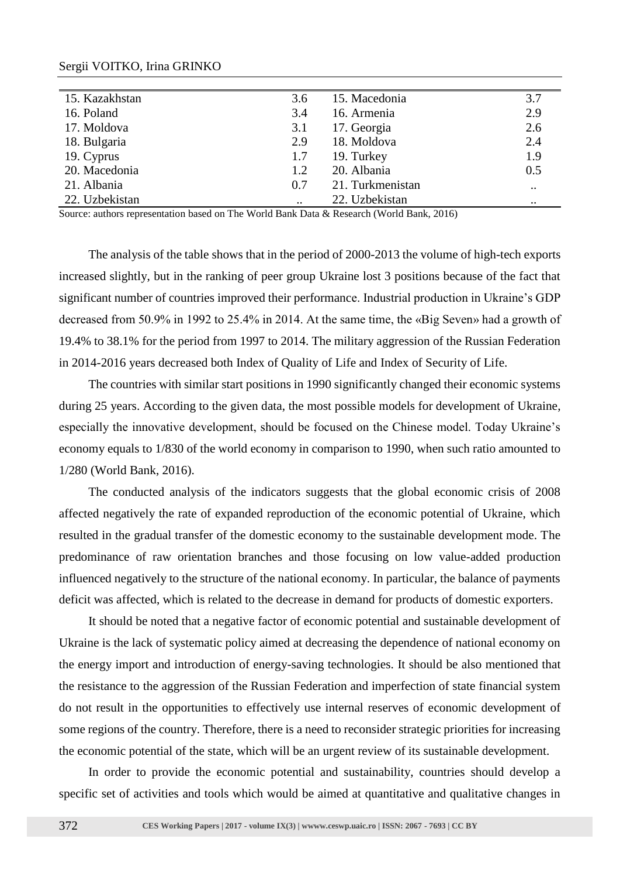| | | | |
|---|---|---|---|
| 15. Kazakhstan | 3.6 | 15. Macedonia | 3.7 |
| 16. Poland | 3.4 | 16. Armenia | 2.9 |
| 17. Moldova | 3.1 | 17. Georgia | 2.6 |
| 18. Bulgaria | 2.9 | 18. Moldova | 2.4 |
| 19. Cyprus | 1.7 | 19. Turkey | 1.9 |
| 20. Macedonia | 1.2 | 20. Albania | 0.5 |
| 21. Albania | 0.7 | 21. Turkmenistan | .. |
| 22. Uzbekistan | .. | 22. Uzbekistan | .. |

Source: authors representation based on The World Bank Data & Research (World Bank, 2016)

The analysis of the table shows that in the period of 2000-2013 the volume of high-tech exports increased slightly, but in the ranking of peer group Ukraine lost 3 positions because of the fact that significant number of countries improved their performance. Industrial production in Ukraine's GDP decreased from 50.9% in 1992 to 25.4% in 2014. At the same time, the «Big Seven» had a growth of 19.4% to 38.1% for the period from 1997 to 2014. The military aggression of the Russian Federation in 2014-2016 years decreased both Index of Quality of Life and Index of Security of Life.

The countries with similar start positions in 1990 significantly changed their economic systems during 25 years. According to the given data, the most possible models for development of Ukraine, especially the innovative development, should be focused on the Chinese model. Today Ukraine's economy equals to 1/830 of the world economy in comparison to 1990, when such ratio amounted to 1/280 (World Bank, 2016).

The conducted analysis of the indicators suggests that the global economic crisis of 2008 affected negatively the rate of expanded reproduction of the economic potential of Ukraine, which resulted in the gradual transfer of the domestic economy to the sustainable development mode. The predominance of raw orientation branches and those focusing on low value-added production influenced negatively to the structure of the national economy. In particular, the balance of payments deficit was affected, which is related to the decrease in demand for products of domestic exporters.

It should be noted that a negative factor of economic potential and sustainable development of Ukraine is the lack of systematic policy aimed at decreasing the dependence of national economy on the energy import and introduction of energy-saving technologies. It should be also mentioned that the resistance to the aggression of the Russian Federation and imperfection of state financial system do not result in the opportunities to effectively use internal reserves of economic development of some regions of the country. Therefore, there is a need to reconsider strategic priorities for increasing the economic potential of the state, which will be an urgent review of its sustainable development.

In order to provide the economic potential and sustainability, countries should develop a specific set of activities and tools which would be aimed at quantitative and qualitative changes in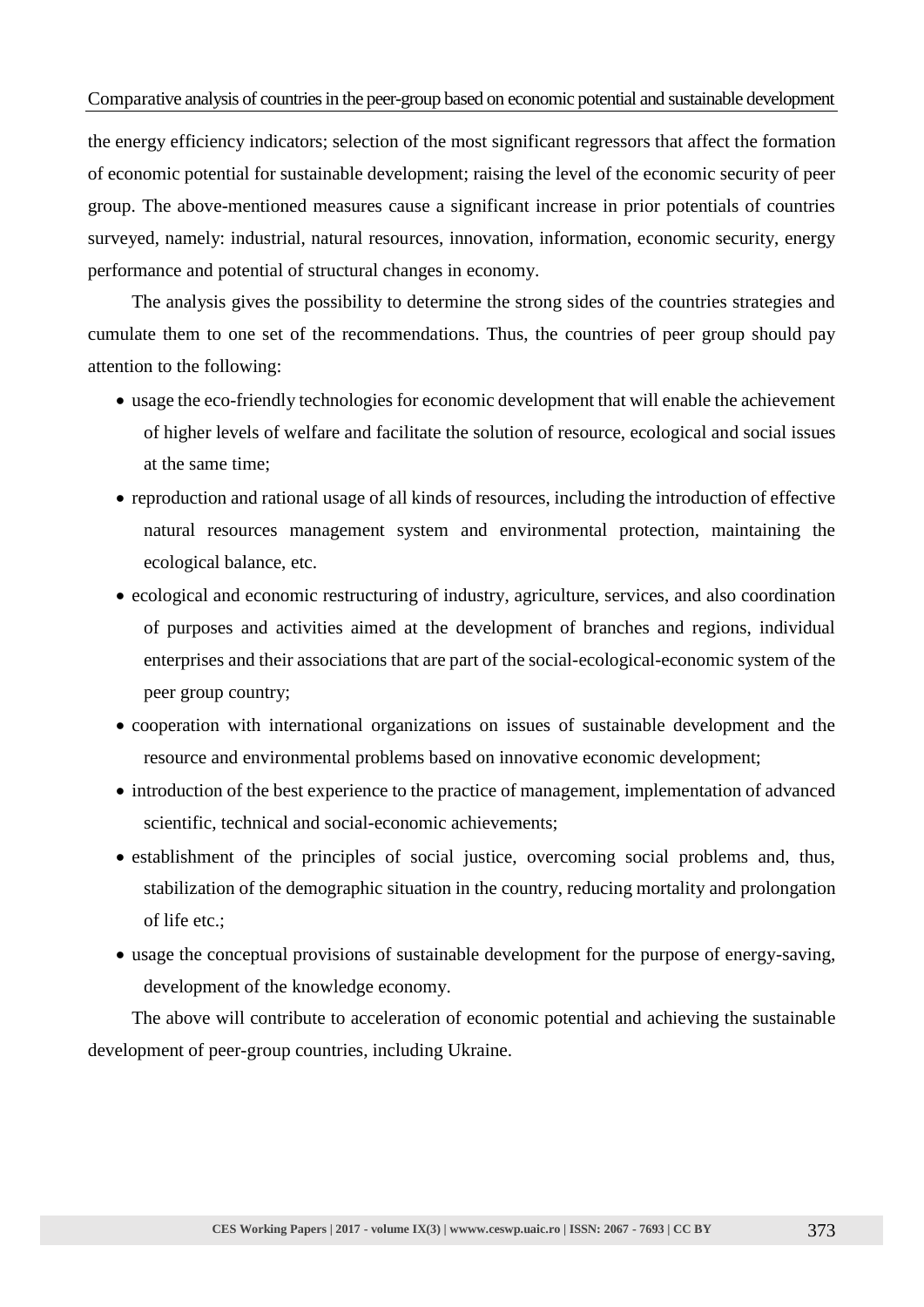the energy efficiency indicators; selection of the most significant regressors that affect the formation of economic potential for sustainable development; raising the level of the economic security of peer group. The above-mentioned measures cause a significant increase in prior potentials of countries surveyed, namely: industrial, natural resources, innovation, information, economic security, energy performance and potential of structural changes in economy.

The analysis gives the possibility to determine the strong sides of the countries strategies and cumulate them to one set of the recommendations. Thus, the countries of peer group should pay attention to the following:

- usage the eco-friendly technologies for economic development that will enable the achievement of higher levels of welfare and facilitate the solution of resource, ecological and social issues at the same time;
- reproduction and rational usage of all kinds of resources, including the introduction of effective natural resources management system and environmental protection, maintaining the ecological balance, etc.
- ecological and economic restructuring of industry, agriculture, services, and also coordination of purposes and activities aimed at the development of branches and regions, individual enterprises and their associations that are part of the social-ecological-economic system of the peer group country;
- cooperation with international organizations on issues of sustainable development and the resource and environmental problems based on innovative economic development;
- introduction of the best experience to the practice of management, implementation of advanced scientific, technical and social-economic achievements;
- establishment of the principles of social justice, overcoming social problems and, thus, stabilization of the demographic situation in the country, reducing mortality and prolongation of life etc.;
- usage the conceptual provisions of sustainable development for the purpose of energy-saving, development of the knowledge economy.

The above will contribute to acceleration of economic potential and achieving the sustainable development of peer-group countries, including Ukraine.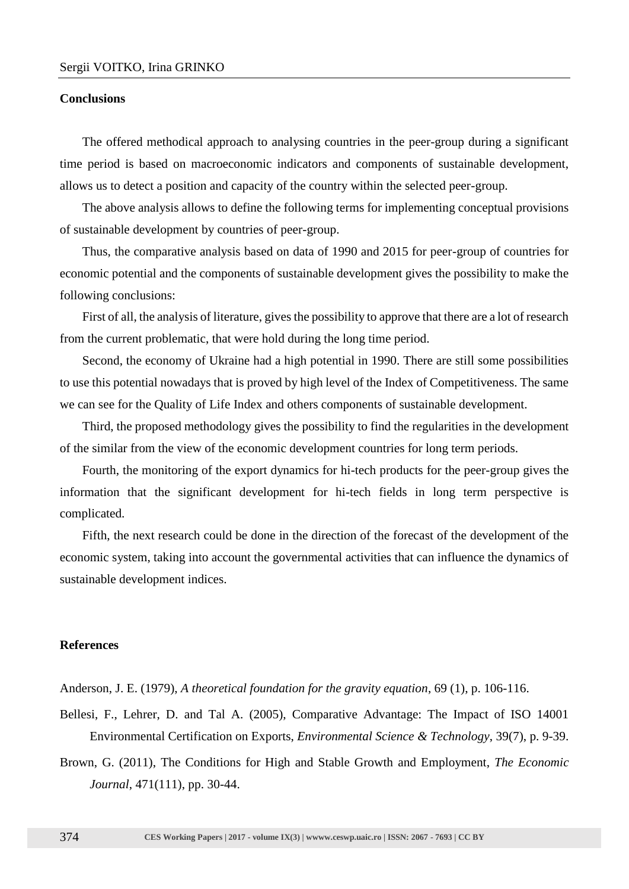## Conclusions

The offered methodical approach to analysing countries in the peer-group during a significant time period is based on macroeconomic indicators and components of sustainable development, allows us to detect a position and capacity of the country within the selected peer-group.

The above analysis allows to define the following terms for implementing conceptual provisions of sustainable development by countries of peer-group.

Thus, the comparative analysis based on data of 1990 and 2015 for peer-group of countries for economic potential and the components of sustainable development gives the possibility to make the following conclusions:

First of all, the analysis of literature, gives the possibility to approve that there are a lot of research from the current problematic, that were hold during the long time period.

Second, the economy of Ukraine had a high potential in 1990. There are still some possibilities to use this potential nowadays that is proved by high level of the Index of Competitiveness. The same we can see for the Quality of Life Index and others components of sustainable development.

Third, the proposed methodology gives the possibility to find the regularities in the development of the similar from the view of the economic development countries for long term periods.

Fourth, the monitoring of the export dynamics for hi-tech products for the peer-group gives the information that the significant development for hi-tech fields in long term perspective is complicated.

Fifth, the next research could be done in the direction of the forecast of the development of the economic system, taking into account the governmental activities that can influence the dynamics of sustainable development indices.

## References

Anderson, J. E. (1979), *A theoretical foundation for the gravity equation*, 69 (1), p. 106-116.

Bellesi, F., Lehrer, D. and Tal A. (2005), Comparative Advantage: The Impact of ISO 14001 Environmental Certification on Exports, *Environmental Science & Technology*, 39(7), p. 9-39.

Brown, G. (2011), The Conditions for High and Stable Growth and Employment, *The Economic Journal*, 471(111), pp. 30-44.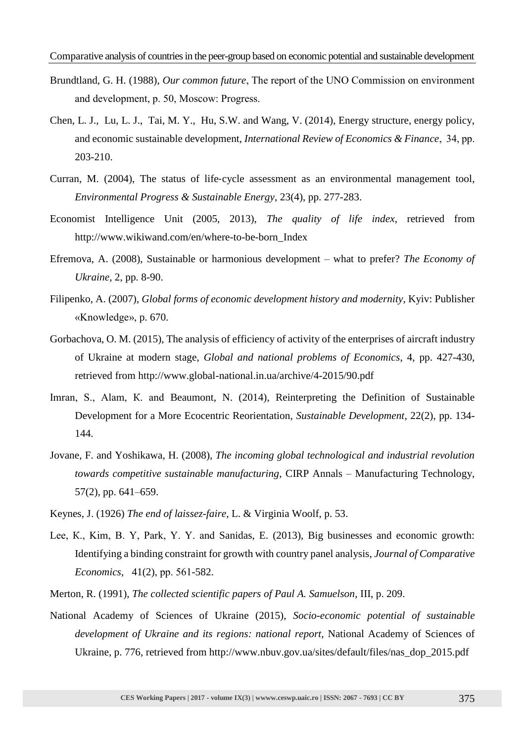Brundtland, G. H. (1988), *Our common future*, The report of the UNO Commission on environment and development, p. 50, Moscow: Progress.

Chen, L. J., Lu, L. J., Tai, M. Y., Hu, S.W. and Wang, V. (2014), Energy structure, energy policy, and economic sustainable development, *International Review of Economics & Finance*, 34, pp. 203-210.

Curran, M. (2004), The status of life‐cycle assessment as an environmental management tool, *Environmental Progress & Sustainable Energy*, 23(4), pp. 277-283.

Economist Intelligence Unit (2005, 2013), *The quality of life index*, retrieved from http://www.wikiwand.com/en/where-to-be-born_Index

Efremova, A. (2008), Sustainable or harmonious development – what to prefer? *The Economy of Ukraine*, 2, pp. 8-90.

Filipenko, A. (2007), *Global forms of economic development history and modernity*, Kyiv: Publisher «Knowledge», p. 670.

Gorbachova, O. M. (2015), The analysis of efficiency of activity of the enterprises of aircraft industry of Ukraine at modern stage, *Global and national problems of Economics*, 4, pp. 427-430, retrieved from http://www.global-national.in.ua/archive/4-2015/90.pdf

Imran, S., Alam, K. and Beaumont, N. (2014), Reinterpreting the Definition of Sustainable Development for a More Ecocentric Reorientation, *Sustainable Development*, 22(2), pp. 134-144.

Jovane, F. and Yoshikawa, H. (2008), *The incoming global technological and industrial revolution towards competitive sustainable manufacturing*, CIRP Annals – Manufacturing Technology, 57(2), pp. 641–659.

Keynes, J. (1926) *The end of laissez-faire*, L. & Virginia Woolf, p. 53.

Lee, K., Kim, B. Y, Park, Y. Y. and Sanidas, E. (2013), Big businesses and economic growth: Identifying a binding constraint for growth with country panel analysis, *Journal of Comparative Economics*, 41(2), pp. 561-582.

Merton, R. (1991), *The collected scientific papers of Paul A. Samuelson*, III, p. 209.

National Academy of Sciences of Ukraine (2015), *Socio-economic potential of sustainable development of Ukraine and its regions: national report*, National Academy of Sciences of Ukraine, p. 776, retrieved from http://www.nbuv.gov.ua/sites/default/files/nas_dop_2015.pdf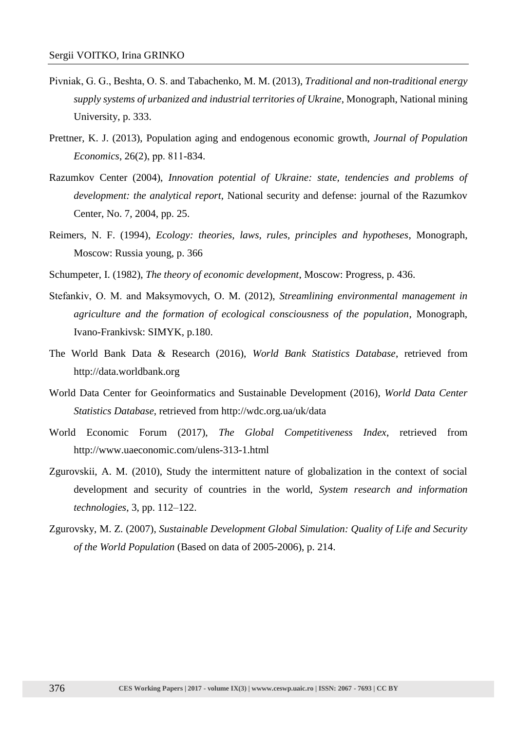Pivniak, G. G., Beshta, O. S. and Tabachenko, M. M. (2013), *Traditional and non-traditional energy supply systems of urbanized and industrial territories of Ukraine*, Monograph, National mining University, p. 333.

Prettner, K. J. (2013), Population aging and endogenous economic growth, *Journal of Population Economics*, 26(2), pp. 811-834.

Razumkov Center (2004), *Innovation potential of Ukraine: state, tendencies and problems of development: the analytical report*, National security and defense: journal of the Razumkov Center, No. 7, 2004, pp. 25.

Reimers, N. F. (1994), *Ecology: theories, laws, rules, principles and hypotheses*, Monograph, Moscow: Russia young, p. 366

Schumpeter, I. (1982), *The theory of economic development*, Moscow: Progress, p. 436.

Stefankiv, O. M. and Maksymovych, O. M. (2012), *Streamlining environmental management in agriculture and the formation of ecological consciousness of the population*, Monograph, Ivano-Frankivsk: SIMYK, p.180.

The World Bank Data & Research (2016), *World Bank Statistics Database*, retrieved from http://data.worldbank.org

World Data Center for Geoinformatics and Sustainable Development (2016), *World Data Center Statistics Database*, retrieved from http://wdc.org.ua/uk/data

World Economic Forum (2017), *The Global Competitiveness Index*, retrieved from http://www.uaeconomic.com/ulens-313-1.html

Zgurovskii, A. M. (2010), Study the intermittent nature of globalization in the context of social development and security of countries in the world, *System research and information technologies*, 3, pp. 112–122.

Zgurovsky, M. Z. (2007), *Sustainable Development Global Simulation: Quality of Life and Security of the World Population* (Based on data of 2005-2006), p. 214.